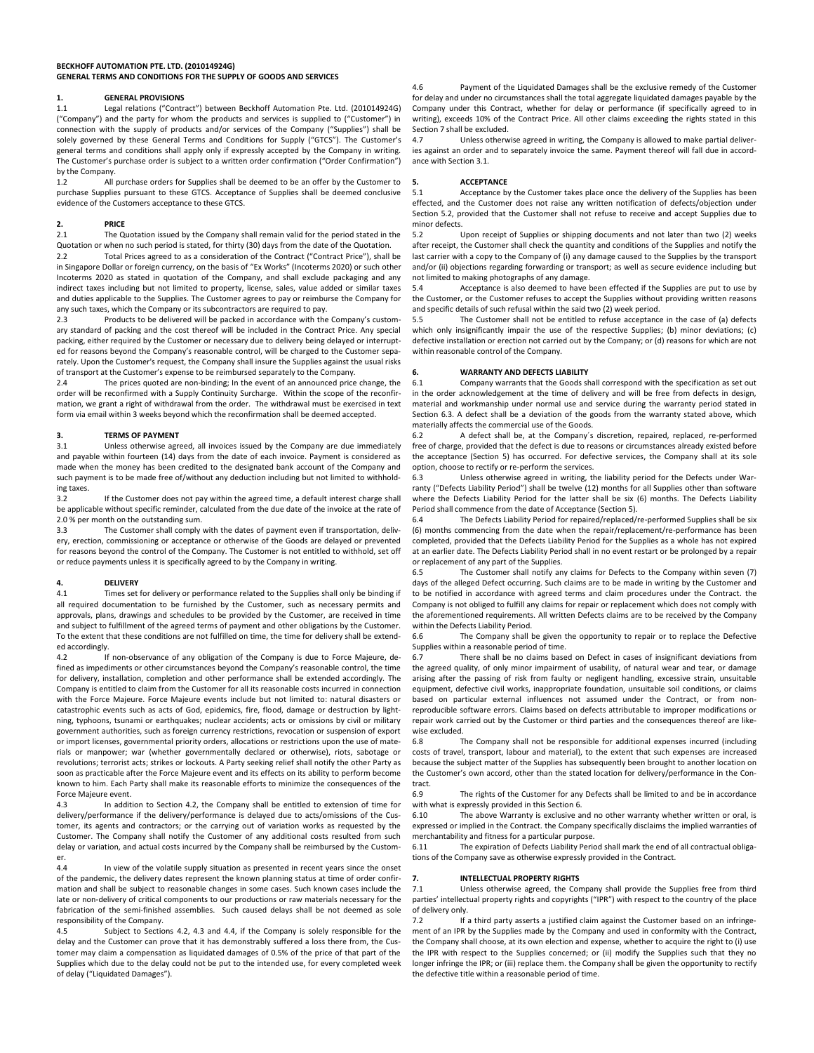**BECKHOFF AUTOMATION PTE. LTD. (201014924G)**
**GENERAL TERMS AND CONDITIONS FOR THE SUPPLY OF GOODS AND SERVICES**

## 1. GENERAL PROVISIONS

1.1 Legal relations ("Contract") between Beckhoff Automation Pte. Ltd. (201014924G) ("Company") and the party for whom the products and services is supplied to ("Customer") in connection with the supply of products and/or services of the Company ("Supplies") shall be solely governed by these General Terms and Conditions for Supply ("GTCS"). The Customer's general terms and conditions shall apply only if expressly accepted by the Company in writing. The Customer's purchase order is subject to a written order confirmation ("Order Confirmation") by the Company.

1.2 All purchase orders for Supplies shall be deemed to be an offer by the Customer to purchase Supplies pursuant to these GTCS. Acceptance of Supplies shall be deemed conclusive evidence of the Customers acceptance to these GTCS.

## 2. PRICE

2.1 The Quotation issued by the Company shall remain valid for the period stated in the Quotation or when no such period is stated, for thirty (30) days from the date of the Quotation.

2.2 Total Prices agreed to as a consideration of the Contract ("Contract Price"), shall be in Singapore Dollar or foreign currency, on the basis of "Ex Works" (Incoterms 2020) or such other Incoterms 2020 as stated in quotation of the Company, and shall exclude packaging and any indirect taxes including but not limited to property, license, sales, value added or similar taxes and duties applicable to the Supplies. The Customer agrees to pay or reimburse the Company for any such taxes, which the Company or its subcontractors are required to pay.

2.3 Products to be delivered will be packed in accordance with the Company's customary standard of packing and the cost thereof will be included in the Contract Price. Any special packing, either required by the Customer or necessary due to delivery being delayed or interrupted for reasons beyond the Company's reasonable control, will be charged to the Customer separately. Upon the Customer's request, the Company shall insure the Supplies against the usual risks of transport at the Customer's expense to be reimbursed separately to the Company.

2.4 The prices quoted are non-binding; In the event of an announced price change, the order will be reconfirmed with a Supply Continuity Surcharge. Within the scope of the reconfirmation, we grant a right of withdrawal from the order. The withdrawal must be exercised in text form via email within 3 weeks beyond which the reconfirmation shall be deemed accepted.

## 3. TERMS OF PAYMENT

3.1 Unless otherwise agreed, all invoices issued by the Company are due immediately and payable within fourteen (14) days from the date of each invoice. Payment is considered as made when the money has been credited to the designated bank account of the Company and such payment is to be made free of/without any deduction including but not limited to withholding taxes.

3.2 If the Customer does not pay within the agreed time, a default interest charge shall be applicable without specific reminder, calculated from the due date of the invoice at the rate of 2.0 % per month on the outstanding sum.

3.3 The Customer shall comply with the dates of payment even if transportation, delivery, erection, commissioning or acceptance or otherwise of the Goods are delayed or prevented for reasons beyond the control of the Company. The Customer is not entitled to withhold, set off or reduce payments unless it is specifically agreed to by the Company in writing.

## 4. DELIVERY

4.1 Times set for delivery or performance related to the Supplies shall only be binding if all required documentation to be furnished by the Customer, such as necessary permits and approvals, plans, drawings and schedules to be provided by the Customer, are received in time and subject to fulfillment of the agreed terms of payment and other obligations by the Customer. To the extent that these conditions are not fulfilled on time, the time for delivery shall be extended accordingly.

4.2 If non-observance of any obligation of the Company is due to Force Majeure, defined as impediments or other circumstances beyond the Company's reasonable control, the time for delivery, installation, completion and other performance shall be extended accordingly. The Company is entitled to claim from the Customer for all its reasonable costs incurred in connection with the Force Majeure. Force Majeure events include but not limited to: natural disasters or catastrophic events such as acts of God, epidemics, fire, flood, damage or destruction by lightning, typhoons, tsunami or earthquakes; nuclear accidents; acts or omissions by civil or military government authorities, such as foreign currency restrictions, revocation or suspension of export or import licenses, governmental priority orders, allocations or restrictions upon the use of materials or manpower; war (whether governmentally declared or otherwise), riots, sabotage or revolutions; terrorist acts; strikes or lockouts. A Party seeking relief shall notify the other Party as soon as practicable after the Force Majeure event and its effects on its ability to perform become known to him. Each Party shall make its reasonable efforts to minimize the consequences of the Force Majeure event.

4.3 In addition to Section 4.2, the Company shall be entitled to extension of time for delivery/performance if the delivery/performance is delayed due to acts/omissions of the Customer, its agents and contractors; or the carrying out of variation works as requested by the Customer. The Company shall notify the Customer of any additional costs resulted from such delay or variation, and actual costs incurred by the Company shall be reimbursed by the Customer.

4.4 In view of the volatile supply situation as presented in recent years since the onset of the pandemic, the delivery dates represent the known planning status at time of order confirmation and shall be subject to reasonable changes in some cases. Such known cases include the late or non-delivery of critical components to our productions or raw materials necessary for the fabrication of the semi-finished assemblies. Such caused delays shall be not deemed as sole responsibility of the Company.

4.5 Subject to Sections 4.2, 4.3 and 4.4, if the Company is solely responsible for the delay and the Customer can prove that it has demonstrably suffered a loss there from, the Customer may claim a compensation as liquidated damages of 0.5% of the price of that part of the Supplies which due to the delay could not be put to the intended use, for every completed week of delay ("Liquidated Damages").

4.6 Payment of the Liquidated Damages shall be the exclusive remedy of the Customer for delay and under no circumstances shall the total aggregate liquidated damages payable by the Company under this Contract, whether for delay or performance (if specifically agreed to in writing), exceeds 10% of the Contract Price. All other claims exceeding the rights stated in this Section 7 shall be excluded.

4.7 Unless otherwise agreed in writing, the Company is allowed to make partial deliveries against an order and to separately invoice the same. Payment thereof will fall due in accordance with Section 3.1.

## 5. ACCEPTANCE

5.1 Acceptance by the Customer takes place once the delivery of the Supplies has been effected, and the Customer does not raise any written notification of defects/objection under Section 5.2, provided that the Customer shall not refuse to receive and accept Supplies due to minor defects.

5.2 Upon receipt of Supplies or shipping documents and not later than two (2) weeks after receipt, the Customer shall check the quantity and conditions of the Supplies and notify the last carrier with a copy to the Company of (i) any damage caused to the Supplies by the transport and/or (ii) objections regarding forwarding or transport; as well as secure evidence including but not limited to making photographs of any damage.

5.4 Acceptance is also deemed to have been effected if the Supplies are put to use by the Customer, or the Customer refuses to accept the Supplies without providing written reasons and specific details of such refusal within the said two (2) week period.

5.5 The Customer shall not be entitled to refuse acceptance in the case of (a) defects which only insignificantly impair the use of the respective Supplies; (b) minor deviations; (c) defective installation or erection not carried out by the Company; or (d) reasons for which are not within reasonable control of the Company.

## 6. WARRANTY AND DEFECTS LIABILITY

6.1 Company warrants that the Goods shall correspond with the specification as set out in the order acknowledgement at the time of delivery and will be free from defects in design, material and workmanship under normal use and service during the warranty period stated in Section 6.3. A defect shall be a deviation of the goods from the warranty stated above, which materially affects the commercial use of the Goods.

6.2 A defect shall be, at the Company´s discretion, repaired, replaced, re-performed free of charge, provided that the defect is due to reasons or circumstances already existed before the acceptance (Section 5) has occurred. For defective services, the Company shall at its sole option, choose to rectify or re-perform the services.

6.3 Unless otherwise agreed in writing, the liability period for the Defects under Warranty ("Defects Liability Period") shall be twelve (12) months for all Supplies other than software where the Defects Liability Period for the latter shall be six (6) months. The Defects Liability Period shall commence from the date of Acceptance (Section 5).

6.4 The Defects Liability Period for repaired/replaced/re-performed Supplies shall be six (6) months commencing from the date when the repair/replacement/re-performance has been completed, provided that the Defects Liability Period for the Supplies as a whole has not expired at an earlier date. The Defects Liability Period shall in no event restart or be prolonged by a repair or replacement of any part of the Supplies.

6.5 The Customer shall notify any claims for Defects to the Company within seven (7) days of the alleged Defect occurring. Such claims are to be made in writing by the Customer and to be notified in accordance with agreed terms and claim procedures under the Contract. the Company is not obliged to fulfill any claims for repair or replacement which does not comply with the aforementioned requirements. All written Defects claims are to be received by the Company within the Defects Liability Period.

6.6 The Company shall be given the opportunity to repair or to replace the Defective Supplies within a reasonable period of time.

6.7 There shall be no claims based on Defect in cases of insignificant deviations from the agreed quality, of only minor impairment of usability, of natural wear and tear, or damage arising after the passing of risk from faulty or negligent handling, excessive strain, unsuitable equipment, defective civil works, inappropriate foundation, unsuitable soil conditions, or claims based on particular external influences not assumed under the Contract, or from non-reproducible software errors. Claims based on defects attributable to improper modifications or repair work carried out by the Customer or third parties and the consequences thereof are likewise excluded.

6.8 The Company shall not be responsible for additional expenses incurred (including costs of travel, transport, labour and material), to the extent that such expenses are increased because the subject matter of the Supplies has subsequently been brought to another location on the Customer's own accord, other than the stated location for delivery/performance in the Contract.

6.9 The rights of the Customer for any Defects shall be limited to and be in accordance with what is expressly provided in this Section 6.

6.10 The above Warranty is exclusive and no other warranty whether written or oral, is expressed or implied in the Contract. the Company specifically disclaims the implied warranties of merchantability and fitness for a particular purpose.

6.11 The expiration of Defects Liability Period shall mark the end of all contractual obligations of the Company save as otherwise expressly provided in the Contract.

## 7. INTELLECTUAL PROPERTY RIGHTS

7.1 Unless otherwise agreed, the Company shall provide the Supplies free from third parties' intellectual property rights and copyrights ("IPR") with respect to the country of the place of delivery only.

7.2 If a third party asserts a justified claim against the Customer based on an infringement of an IPR by the Supplies made by the Company and used in conformity with the Contract, the Company shall choose, at its own election and expense, whether to acquire the right to (i) use the IPR with respect to the Supplies concerned; or (ii) modify the Supplies such that they no longer infringe the IPR; or (iii) replace them. the Company shall be given the opportunity to rectify the defective title within a reasonable period of time.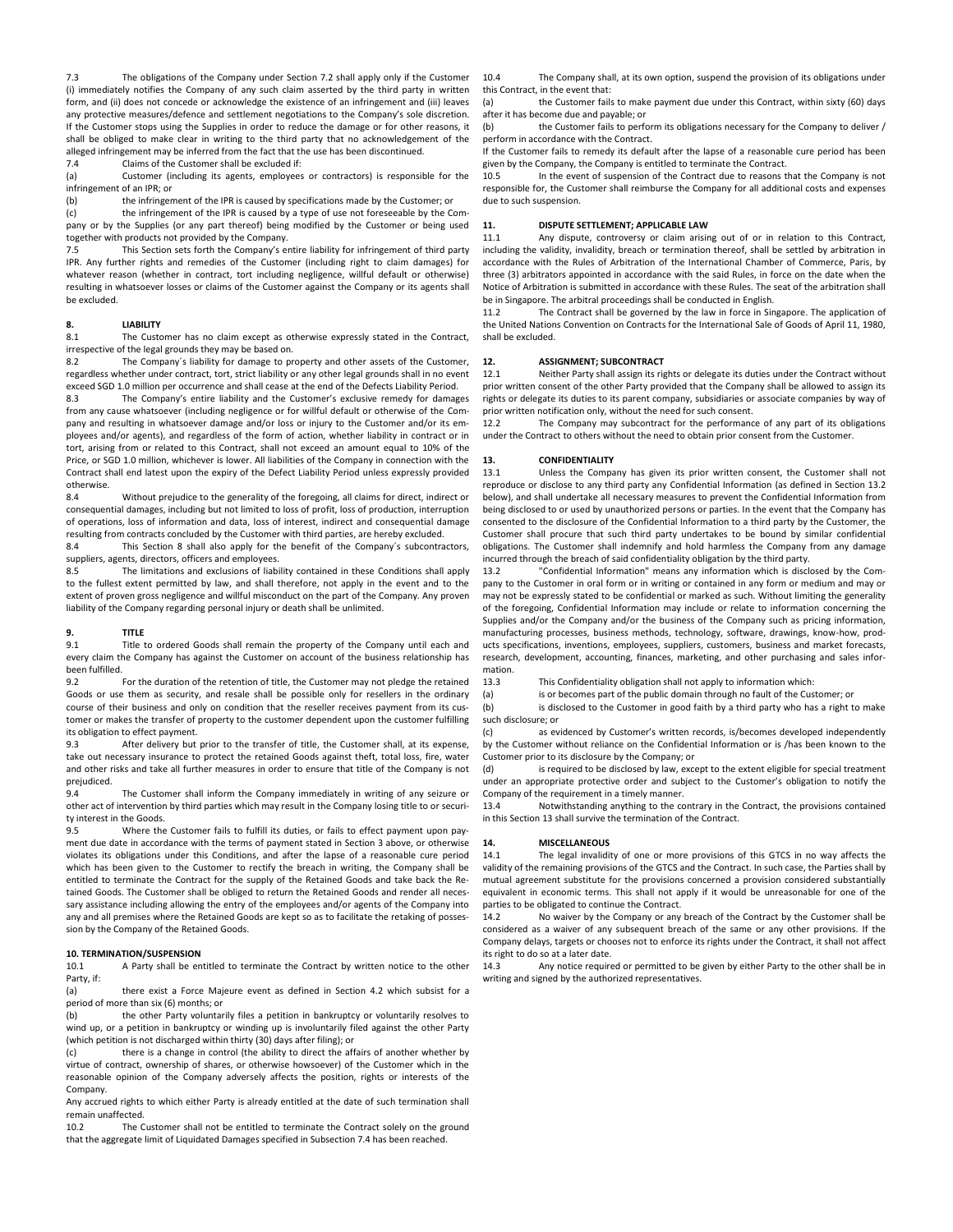7.3 The obligations of the Company under Section 7.2 shall apply only if the Customer (i) immediately notifies the Company of any such claim asserted by the third party in written form, and (ii) does not concede or acknowledge the existence of an infringement and (iii) leaves any protective measures/defence and settlement negotiations to the Company's sole discretion. If the Customer stops using the Supplies in order to reduce the damage or for other reasons, it shall be obliged to make clear in writing to the third party that no acknowledgement of the alleged infringement may be inferred from the fact that the use has been discontinued.

7.4 Claims of the Customer shall be excluded if:

(a) Customer (including its agents, employees or contractors) is responsible for the infringement of an IPR; or

(b) the infringement of the IPR is caused by specifications made by the Customer; or

(c) the infringement of the IPR is caused by a type of use not foreseeable by the Company or by the Supplies (or any part thereof) being modified by the Customer or being used together with products not provided by the Company.

7.5 This Section sets forth the Company's entire liability for infringement of third party IPR. Any further rights and remedies of the Customer (including right to claim damages) for whatever reason (whether in contract, tort including negligence, willful default or otherwise) resulting in whatsoever losses or claims of the Customer against the Company or its agents shall be excluded.

## 8. LIABILITY

8.1 The Customer has no claim except as otherwise expressly stated in the Contract, irrespective of the legal grounds they may be based on.

8.2 The Company´s liability for damage to property and other assets of the Customer, regardless whether under contract, tort, strict liability or any other legal grounds shall in no event exceed SGD 1.0 million per occurrence and shall cease at the end of the Defects Liability Period.

8.3 The Company's entire liability and the Customer's exclusive remedy for damages from any cause whatsoever (including negligence or for willful default or otherwise of the Company and resulting in whatsoever damage and/or loss or injury to the Customer and/or its employees and/or agents), and regardless of the form of action, whether liability in contract or in tort, arising from or related to this Contract, shall not exceed an amount equal to 10% of the Price, or SGD 1.0 million, whichever is lower. All liabilities of the Company in connection with the Contract shall end latest upon the expiry of the Defect Liability Period unless expressly provided otherwise.

8.4 Without prejudice to the generality of the foregoing, all claims for direct, indirect or consequential damages, including but not limited to loss of profit, loss of production, interruption of operations, loss of information and data, loss of interest, indirect and consequential damage resulting from contracts concluded by the Customer with third parties, are hereby excluded.

8.4 This Section 8 shall also apply for the benefit of the Company´s subcontractors, suppliers, agents, directors, officers and employees.

8.5 The limitations and exclusions of liability contained in these Conditions shall apply to the fullest extent permitted by law, and shall therefore, not apply in the event and to the extent of proven gross negligence and willful misconduct on the part of the Company. Any proven liability of the Company regarding personal injury or death shall be unlimited.

## 9. TITLE

9.1 Title to ordered Goods shall remain the property of the Company until each and every claim the Company has against the Customer on account of the business relationship has been fulfilled.

9.2 For the duration of the retention of title, the Customer may not pledge the retained Goods or use them as security, and resale shall be possible only for resellers in the ordinary course of their business and only on condition that the reseller receives payment from its customer or makes the transfer of property to the customer dependent upon the customer fulfilling its obligation to effect payment.

9.3 After delivery but prior to the transfer of title, the Customer shall, at its expense, take out necessary insurance to protect the retained Goods against theft, total loss, fire, water and other risks and take all further measures in order to ensure that title of the Company is not prejudiced.

9.4 The Customer shall inform the Company immediately in writing of any seizure or other act of intervention by third parties which may result in the Company losing title to or security interest in the Goods.

9.5 Where the Customer fails to fulfill its duties, or fails to effect payment upon payment due date in accordance with the terms of payment stated in Section 3 above, or otherwise violates its obligations under this Conditions, and after the lapse of a reasonable cure period which has been given to the Customer to rectify the breach in writing, the Company shall be entitled to terminate the Contract for the supply of the Retained Goods and take back the Retained Goods. The Customer shall be obliged to return the Retained Goods and render all necessary assistance including allowing the entry of the employees and/or agents of the Company into any and all premises where the Retained Goods are kept so as to facilitate the retaking of possession by the Company of the Retained Goods.

## 10. TERMINATION/SUSPENSION

10.1 A Party shall be entitled to terminate the Contract by written notice to the other Party, if:

(a) there exist a Force Majeure event as defined in Section 4.2 which subsist for a period of more than six (6) months; or

(b) the other Party voluntarily files a petition in bankruptcy or voluntarily resolves to wind up, or a petition in bankruptcy or winding up is involuntarily filed against the other Party (which petition is not discharged within thirty (30) days after filing); or

(c) there is a change in control (the ability to direct the affairs of another whether by virtue of contract, ownership of shares, or otherwise howsoever) of the Customer which in the reasonable opinion of the Company adversely affects the position, rights or interests of the Company.

Any accrued rights to which either Party is already entitled at the date of such termination shall remain unaffected.

10.2 The Customer shall not be entitled to terminate the Contract solely on the ground that the aggregate limit of Liquidated Damages specified in Subsection 7.4 has been reached.

10.4 The Company shall, at its own option, suspend the provision of its obligations under this Contract, in the event that:

(a) the Customer fails to make payment due under this Contract, within sixty (60) days after it has become due and payable; or

(b) the Customer fails to perform its obligations necessary for the Company to deliver / perform in accordance with the Contract.

If the Customer fails to remedy its default after the lapse of a reasonable cure period has been given by the Company, the Company is entitled to terminate the Contract.

10.5 In the event of suspension of the Contract due to reasons that the Company is not responsible for, the Customer shall reimburse the Company for all additional costs and expenses due to such suspension.

## 11. DISPUTE SETTLEMENT; APPLICABLE LAW

11.1 Any dispute, controversy or claim arising out of or in relation to this Contract, including the validity, invalidity, breach or termination thereof, shall be settled by arbitration in accordance with the Rules of Arbitration of the International Chamber of Commerce, Paris, by three (3) arbitrators appointed in accordance with the said Rules, in force on the date when the Notice of Arbitration is submitted in accordance with these Rules. The seat of the arbitration shall be in Singapore. The arbitral proceedings shall be conducted in English.

11.2 The Contract shall be governed by the law in force in Singapore. The application of the United Nations Convention on Contracts for the International Sale of Goods of April 11, 1980, shall be excluded.

## 12. ASSIGNMENT; SUBCONTRACT

12.1 Neither Party shall assign its rights or delegate its duties under the Contract without prior written consent of the other Party provided that the Company shall be allowed to assign its rights or delegate its duties to its parent company, subsidiaries or associate companies by way of prior written notification only, without the need for such consent.

12.2 The Company may subcontract for the performance of any part of its obligations under the Contract to others without the need to obtain prior consent from the Customer.

## 13. CONFIDENTIALITY

13.1 Unless the Company has given its prior written consent, the Customer shall not reproduce or disclose to any third party any Confidential Information (as defined in Section 13.2 below), and shall undertake all necessary measures to prevent the Confidential Information from being disclosed to or used by unauthorized persons or parties. In the event that the Company has consented to the disclosure of the Confidential Information to a third party by the Customer, the Customer shall procure that such third party undertakes to be bound by similar confidential obligations. The Customer shall indemnify and hold harmless the Company from any damage incurred through the breach of said confidentiality obligation by the third party.

13.2 "Confidential Information" means any information which is disclosed by the Company to the Customer in oral form or in writing or contained in any form or medium and may or may not be expressly stated to be confidential or marked as such. Without limiting the generality of the foregoing, Confidential Information may include or relate to information concerning the Supplies and/or the Company and/or the business of the Company such as pricing information, manufacturing processes, business methods, technology, software, drawings, know-how, products specifications, inventions, employees, suppliers, customers, business and market forecasts, research, development, accounting, finances, marketing, and other purchasing and sales information.

13.3 This Confidentiality obligation shall not apply to information which:

(a) is or becomes part of the public domain through no fault of the Customer; or

(b) is disclosed to the Customer in good faith by a third party who has a right to make such disclosure; or

(c) as evidenced by Customer's written records, is/becomes developed independently by the Customer without reliance on the Confidential Information or is /has been known to the Customer prior to its disclosure by the Company; or

(d) is required to be disclosed by law, except to the extent eligible for special treatment under an appropriate protective order and subject to the Customer's obligation to notify the Company of the requirement in a timely manner.

13.4 Notwithstanding anything to the contrary in the Contract, the provisions contained in this Section 13 shall survive the termination of the Contract.

## 14. MISCELLANEOUS

14.1 The legal invalidity of one or more provisions of this GTCS in no way affects the validity of the remaining provisions of the GTCS and the Contract. In such case, the Parties shall by mutual agreement substitute for the provisions concerned a provision considered substantially equivalent in economic terms. This shall not apply if it would be unreasonable for one of the parties to be obligated to continue the Contract.

14.2 No waiver by the Company or any breach of the Contract by the Customer shall be considered as a waiver of any subsequent breach of the same or any other provisions. If the Company delays, targets or chooses not to enforce its rights under the Contract, it shall not affect its right to do so at a later date.

14.3 Any notice required or permitted to be given by either Party to the other shall be in writing and signed by the authorized representatives.